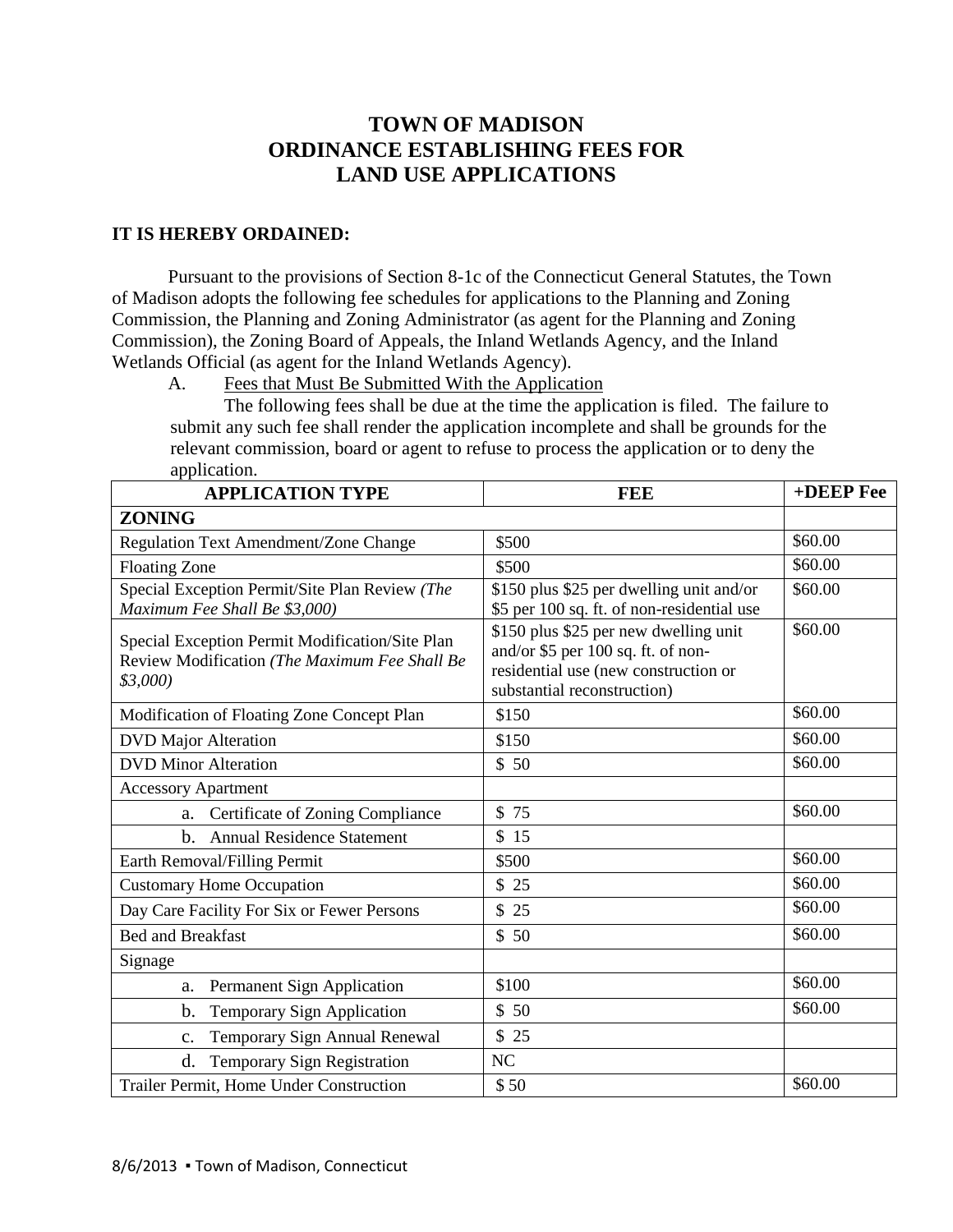# TOWN OF MADISON
# ORDINANCE ESTABLISHING FEES FOR LAND USE APPLICATIONS

**IT IS HEREBY ORDAINED:**

Pursuant to the provisions of Section 8-1c of the Connecticut General Statutes, the Town of Madison adopts the following fee schedules for applications to the Planning and Zoning Commission, the Planning and Zoning Administrator (as agent for the Planning and Zoning Commission), the Zoning Board of Appeals, the Inland Wetlands Agency, and the Inland Wetlands Official (as agent for the Inland Wetlands Agency).

A. Fees that Must Be Submitted With the Application

The following fees shall be due at the time the application is filed. The failure to submit any such fee shall render the application incomplete and shall be grounds for the relevant commission, board or agent to refuse to process the application or to deny the application.

| APPLICATION TYPE | FEE | +DEEP Fee |
|---|---|---|
| **ZONING** | | |
| Regulation Text Amendment/Zone Change | \$500 | \$60.00 |
| Floating Zone | \$500 | \$60.00 |
| Special Exception Permit/Site Plan Review *(The Maximum Fee Shall Be \$3,000)* | \$150 plus \$25 per dwelling unit and/or \$5 per 100 sq. ft. of non-residential use | \$60.00 |
| Special Exception Permit Modification/Site Plan Review Modification *(The Maximum Fee Shall Be \$3,000)* | \$150 plus \$25 per new dwelling unit and/or \$5 per 100 sq. ft. of non-residential use (new construction or substantial reconstruction) | \$60.00 |
| Modification of Floating Zone Concept Plan | \$150 | \$60.00 |
| DVD Major Alteration | \$150 | \$60.00 |
| DVD Minor Alteration | \$ 50 | \$60.00 |
| Accessory Apartment | | |
| a. Certificate of Zoning Compliance | \$ 75 | \$60.00 |
| b. Annual Residence Statement | \$ 15 | |
| Earth Removal/Filling Permit | \$500 | \$60.00 |
| Customary Home Occupation | \$ 25 | \$60.00 |
| Day Care Facility For Six or Fewer Persons | \$ 25 | \$60.00 |
| Bed and Breakfast | \$ 50 | \$60.00 |
| Signage | | |
| a. Permanent Sign Application | \$100 | \$60.00 |
| b. Temporary Sign Application | \$ 50 | \$60.00 |
| c. Temporary Sign Annual Renewal | \$ 25 | |
| d. Temporary Sign Registration | NC | |
| Trailer Permit, Home Under Construction | \$ 50 | \$60.00 |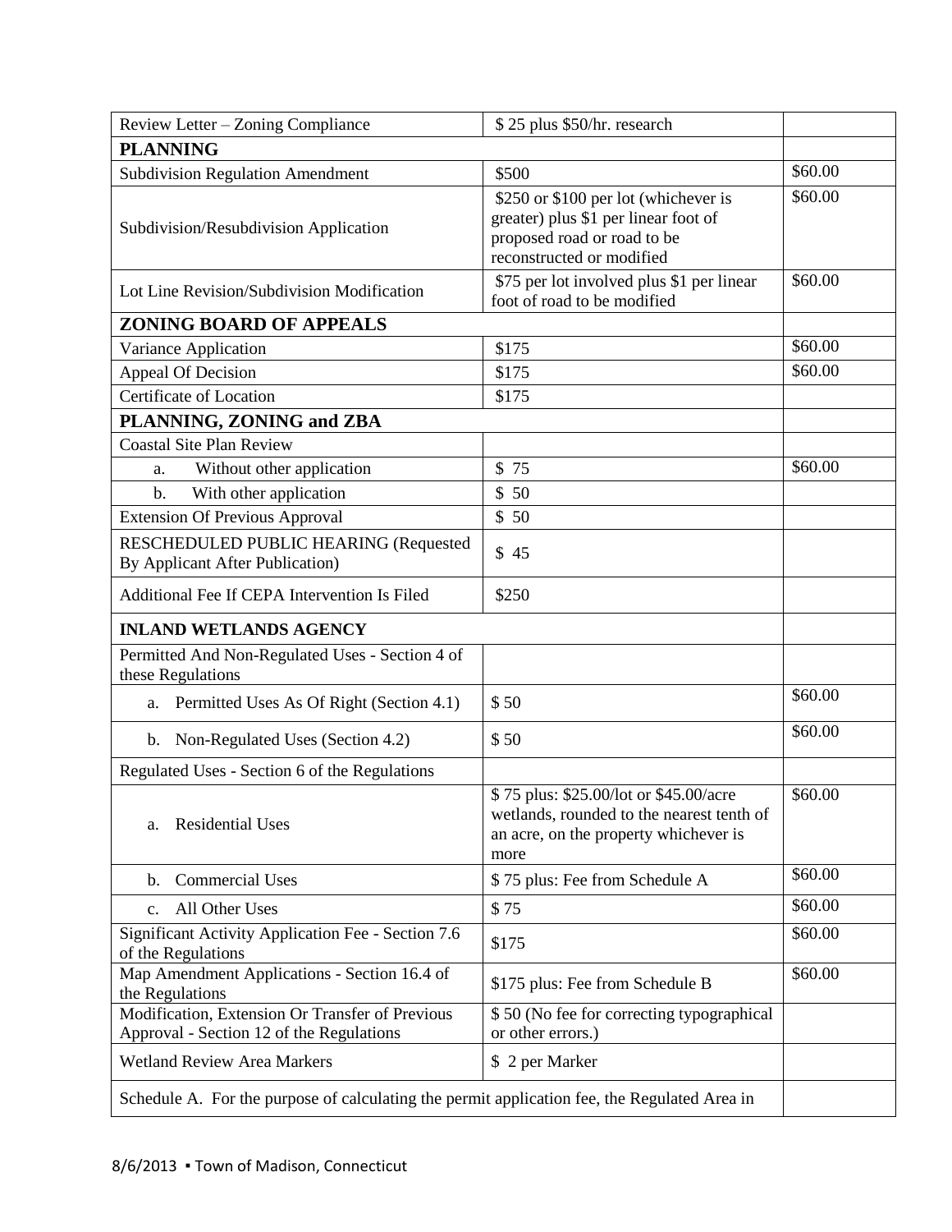| Review Letter – Zoning Compliance | $ 25 plus $50/hr. research | |
|---|---|---|
| **PLANNING** | | |
| Subdivision Regulation Amendment | $500 | $60.00 |
| Subdivision/Resubdivision Application | $250 or $100 per lot (whichever is greater) plus $1 per linear foot of proposed road or road to be reconstructed or modified | $60.00 |
| Lot Line Revision/Subdivision Modification | $75 per lot involved plus $1 per linear foot of road to be modified | $60.00 |
| **ZONING BOARD OF APPEALS** | | |
| Variance Application | $175 | $60.00 |
| Appeal Of Decision | $175 | $60.00 |
| Certificate of Location | $175 | |
| **PLANNING, ZONING and ZBA** | | |
| Coastal Site Plan Review | | |
| a. Without other application | $ 75 | $60.00 |
| b. With other application | $ 50 | |
| Extension Of Previous Approval | $ 50 | |
| RESCHEDULED PUBLIC HEARING (Requested By Applicant After Publication) | $ 45 | |
| Additional Fee If CEPA Intervention Is Filed | $250 | |
| **INLAND WETLANDS AGENCY** | | |
| Permitted And Non-Regulated Uses - Section 4 of these Regulations | | |
| a. Permitted Uses As Of Right (Section 4.1) | $ 50 | $60.00 |
| b. Non-Regulated Uses (Section 4.2) | $ 50 | $60.00 |
| Regulated Uses - Section 6 of the Regulations | | |
| a. Residential Uses | $ 75 plus: $25.00/lot or $45.00/acre wetlands, rounded to the nearest tenth of an acre, on the property whichever is more | $60.00 |
| b. Commercial Uses | $ 75 plus: Fee from Schedule A | $60.00 |
| c. All Other Uses | $ 75 | $60.00 |
| Significant Activity Application Fee - Section 7.6 of the Regulations | $175 | $60.00 |
| Map Amendment Applications - Section 16.4 of the Regulations | $175 plus: Fee from Schedule B | $60.00 |
| Modification, Extension Or Transfer of Previous Approval - Section 12 of the Regulations | $ 50 (No fee for correcting typographical or other errors.) | |
| Wetland Review Area Markers | $ 2 per Marker | |
| Schedule A. For the purpose of calculating the permit application fee, the Regulated Area in | | |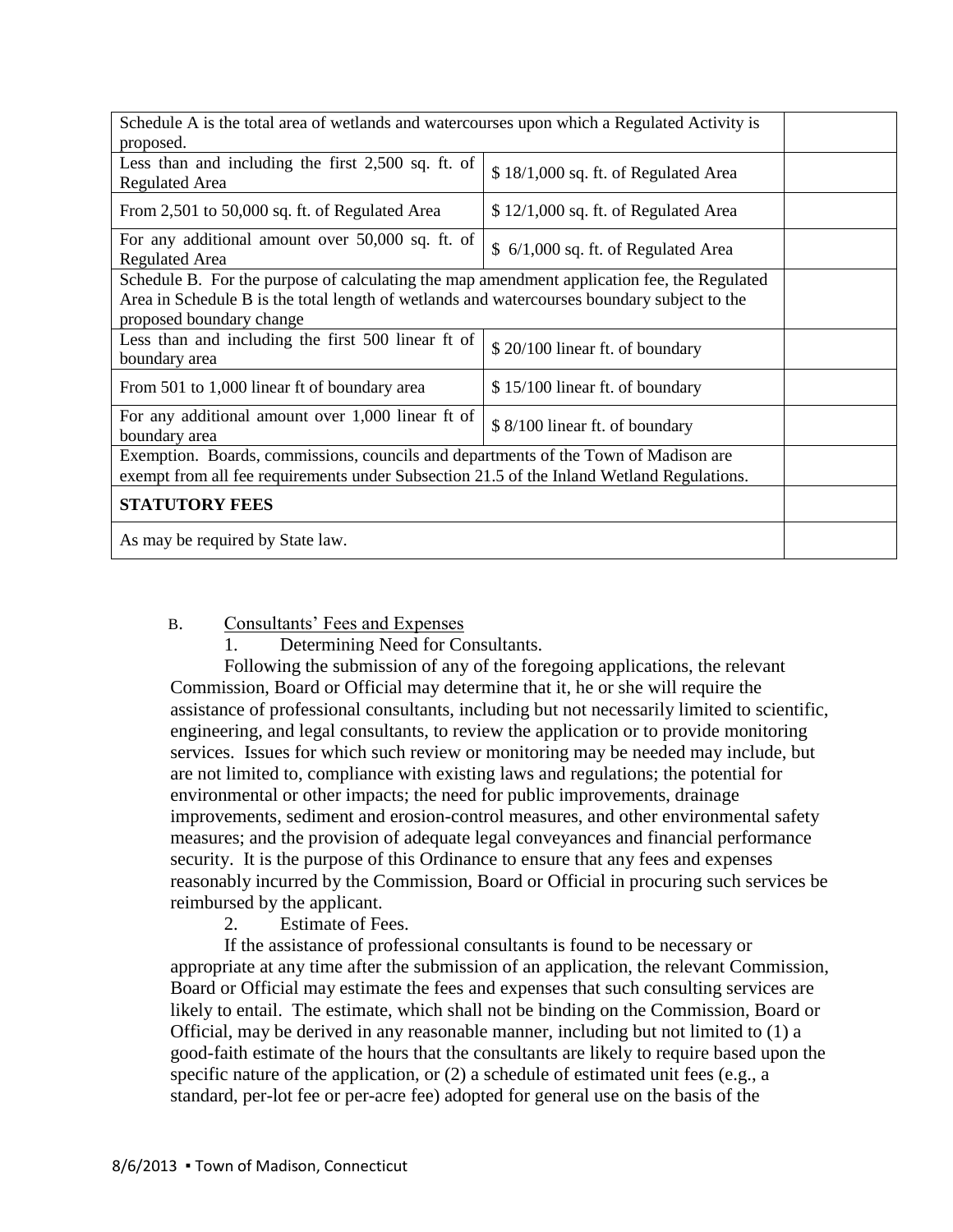| Schedule A is the total area of wetlands and watercourses upon which a Regulated Activity is proposed. | | |
|---|---|---|
| Less than and including the first 2,500 sq. ft. of Regulated Area | $ 18/1,000 sq. ft. of Regulated Area | |
| From 2,501 to 50,000 sq. ft. of Regulated Area | $ 12/1,000 sq. ft. of Regulated Area | |
| For any additional amount over 50,000 sq. ft. of Regulated Area | $ 6/1,000 sq. ft. of Regulated Area | |
| Schedule B. For the purpose of calculating the map amendment application fee, the Regulated Area in Schedule B is the total length of wetlands and watercourses boundary subject to the proposed boundary change | | |
| Less than and including the first 500 linear ft of boundary area | $ 20/100 linear ft. of boundary | |
| From 501 to 1,000 linear ft of boundary area | $ 15/100 linear ft. of boundary | |
| For any additional amount over 1,000 linear ft of boundary area | $ 8/100 linear ft. of boundary | |
| Exemption. Boards, commissions, councils and departments of the Town of Madison are exempt from all fee requirements under Subsection 21.5 of the Inland Wetland Regulations. | | |
| **STATUTORY FEES** | | |
| As may be required by State law. | | |

B. Consultants' Fees and Expenses

1. Determining Need for Consultants.

Following the submission of any of the foregoing applications, the relevant Commission, Board or Official may determine that it, he or she will require the assistance of professional consultants, including but not necessarily limited to scientific, engineering, and legal consultants, to review the application or to provide monitoring services. Issues for which such review or monitoring may be needed may include, but are not limited to, compliance with existing laws and regulations; the potential for environmental or other impacts; the need for public improvements, drainage improvements, sediment and erosion-control measures, and other environmental safety measures; and the provision of adequate legal conveyances and financial performance security. It is the purpose of this Ordinance to ensure that any fees and expenses reasonably incurred by the Commission, Board or Official in procuring such services be reimbursed by the applicant.

2. Estimate of Fees.

If the assistance of professional consultants is found to be necessary or appropriate at any time after the submission of an application, the relevant Commission, Board or Official may estimate the fees and expenses that such consulting services are likely to entail. The estimate, which shall not be binding on the Commission, Board or Official, may be derived in any reasonable manner, including but not limited to (1) a good-faith estimate of the hours that the consultants are likely to require based upon the specific nature of the application, or (2) a schedule of estimated unit fees (e.g., a standard, per-lot fee or per-acre fee) adopted for general use on the basis of the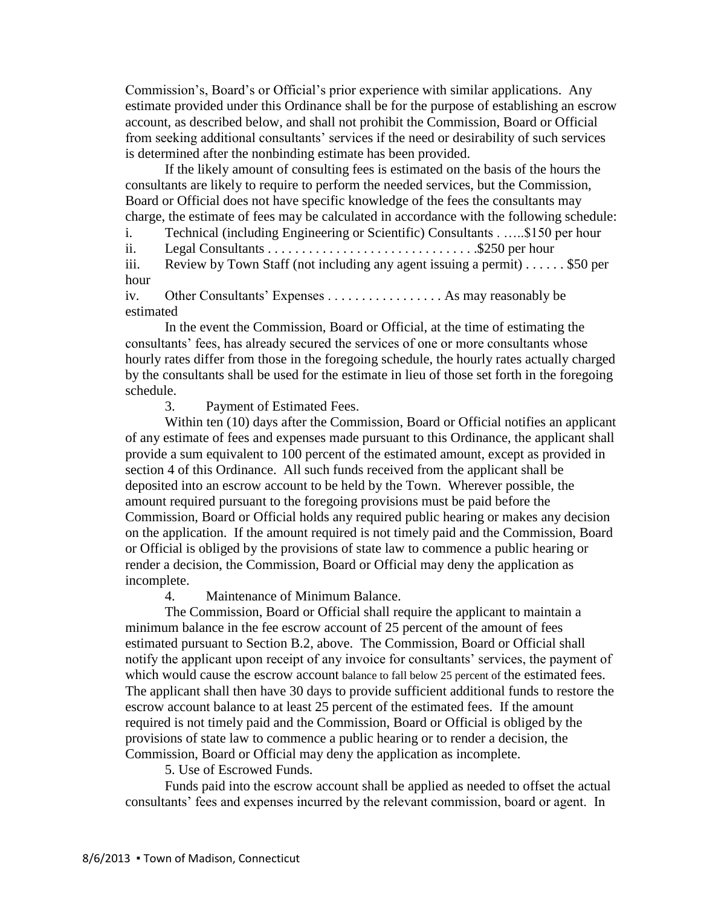Commission's, Board's or Official's prior experience with similar applications. Any estimate provided under this Ordinance shall be for the purpose of establishing an escrow account, as described below, and shall not prohibit the Commission, Board or Official from seeking additional consultants' services if the need or desirability of such services is determined after the nonbinding estimate has been provided.

If the likely amount of consulting fees is estimated on the basis of the hours the consultants are likely to require to perform the needed services, but the Commission, Board or Official does not have specific knowledge of the fees the consultants may charge, the estimate of fees may be calculated in accordance with the following schedule:

i. Technical (including Engineering or Scientific) Consultants . …..$150 per hour

ii. Legal Consultants . . . . . . . . . . . . . . . . . . . . . . . . . . . . . . .$250 per hour

iii. Review by Town Staff (not including any agent issuing a permit) . . . . . . $50 per hour

iv. Other Consultants' Expenses . . . . . . . . . . . . . . . . . As may reasonably be estimated

In the event the Commission, Board or Official, at the time of estimating the consultants' fees, has already secured the services of one or more consultants whose hourly rates differ from those in the foregoing schedule, the hourly rates actually charged by the consultants shall be used for the estimate in lieu of those set forth in the foregoing schedule.

3. Payment of Estimated Fees.

Within ten (10) days after the Commission, Board or Official notifies an applicant of any estimate of fees and expenses made pursuant to this Ordinance, the applicant shall provide a sum equivalent to 100 percent of the estimated amount, except as provided in section 4 of this Ordinance. All such funds received from the applicant shall be deposited into an escrow account to be held by the Town. Wherever possible, the amount required pursuant to the foregoing provisions must be paid before the Commission, Board or Official holds any required public hearing or makes any decision on the application. If the amount required is not timely paid and the Commission, Board or Official is obliged by the provisions of state law to commence a public hearing or render a decision, the Commission, Board or Official may deny the application as incomplete.

4. Maintenance of Minimum Balance.

The Commission, Board or Official shall require the applicant to maintain a minimum balance in the fee escrow account of 25 percent of the amount of fees estimated pursuant to Section B.2, above. The Commission, Board or Official shall notify the applicant upon receipt of any invoice for consultants' services, the payment of which would cause the escrow account balance to fall below 25 percent of the estimated fees. The applicant shall then have 30 days to provide sufficient additional funds to restore the escrow account balance to at least 25 percent of the estimated fees. If the amount required is not timely paid and the Commission, Board or Official is obliged by the provisions of state law to commence a public hearing or to render a decision, the Commission, Board or Official may deny the application as incomplete.

5. Use of Escrowed Funds.

Funds paid into the escrow account shall be applied as needed to offset the actual consultants' fees and expenses incurred by the relevant commission, board or agent. In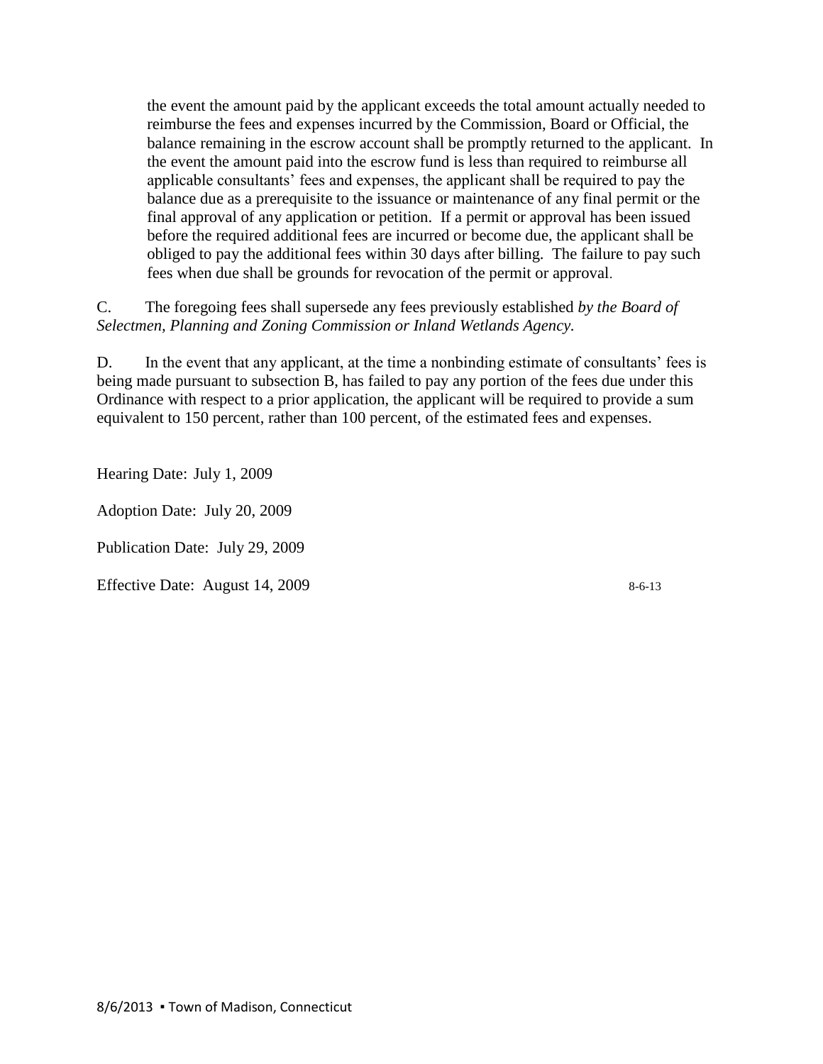the event the amount paid by the applicant exceeds the total amount actually needed to reimburse the fees and expenses incurred by the Commission, Board or Official, the balance remaining in the escrow account shall be promptly returned to the applicant. In the event the amount paid into the escrow fund is less than required to reimburse all applicable consultants' fees and expenses, the applicant shall be required to pay the balance due as a prerequisite to the issuance or maintenance of any final permit or the final approval of any application or petition. If a permit or approval has been issued before the required additional fees are incurred or become due, the applicant shall be obliged to pay the additional fees within 30 days after billing. The failure to pay such fees when due shall be grounds for revocation of the permit or approval.

C. The foregoing fees shall supersede any fees previously established *by the Board of Selectmen, Planning and Zoning Commission or Inland Wetlands Agency.*

D. In the event that any applicant, at the time a nonbinding estimate of consultants' fees is being made pursuant to subsection B, has failed to pay any portion of the fees due under this Ordinance with respect to a prior application, the applicant will be required to provide a sum equivalent to 150 percent, rather than 100 percent, of the estimated fees and expenses.

Hearing Date: July 1, 2009

Adoption Date: July 20, 2009

Publication Date: July 29, 2009

Effective Date: August 14, 2009 8-6-13